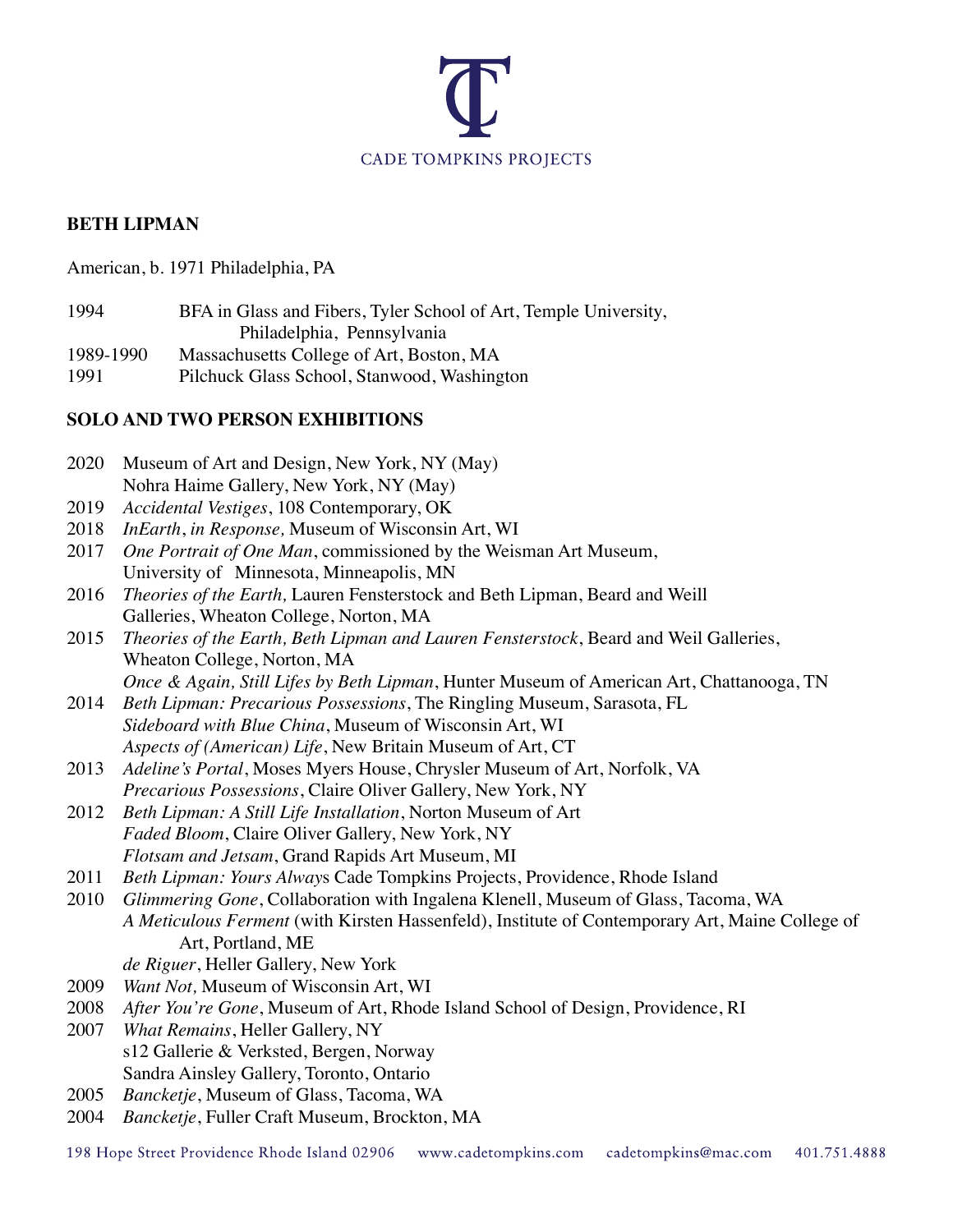CADE TOMPKINS PROJECTS

**BETH LIPMAN**

American, b. 1971 Philadelphia, PA

1994 BFA in Glass and Fibers, Tyler School of Art, Temple University, Philadelphia, Pennsylvania
1989-1990 Massachusetts College of Art, Boston, MA
1991 Pilchuck Glass School, Stanwood, Washington

**SOLO AND TWO PERSON EXHIBITIONS**

2020 Museum of Art and Design, New York, NY (May)
Nohra Haime Gallery, New York, NY (May)
2019 *Accidental Vestiges*, 108 Contemporary, OK
2018 *InEarth*, *in Response,* Museum of Wisconsin Art, WI
2017 *One Portrait of One Man*, commissioned by the Weisman Art Museum, University of Minnesota, Minneapolis, MN
2016 *Theories of the Earth,* Lauren Fensterstock and Beth Lipman, Beard and Weill Galleries, Wheaton College, Norton, MA
2015 *Theories of the Earth, Beth Lipman and Lauren Fensterstock*, Beard and Weil Galleries, Wheaton College, Norton, MA
*Once & Again, Still Lifes by Beth Lipman*, Hunter Museum of American Art, Chattanooga, TN
2014 *Beth Lipman: Precarious Possessions*, The Ringling Museum, Sarasota, FL
*Sideboard with Blue China*, Museum of Wisconsin Art, WI
*Aspects of (American) Life*, New Britain Museum of Art, CT
2013 *Adeline's Portal*, Moses Myers House, Chrysler Museum of Art, Norfolk, VA
*Precarious Possessions*, Claire Oliver Gallery, New York, NY
2012 *Beth Lipman: A Still Life Installation*, Norton Museum of Art
*Faded Bloom*, Claire Oliver Gallery, New York, NY
*Flotsam and Jetsam*, Grand Rapids Art Museum, MI
2011 *Beth Lipman: Yours Always* Cade Tompkins Projects, Providence, Rhode Island
2010 *Glimmering Gone*, Collaboration with Ingalena Klenell, Museum of Glass, Tacoma, WA
*A Meticulous Ferment* (with Kirsten Hassenfeld), Institute of Contemporary Art, Maine College of Art, Portland, ME
*de Riguer*, Heller Gallery, New York
2009 *Want Not,* Museum of Wisconsin Art, WI
2008 *After You're Gone*, Museum of Art, Rhode Island School of Design, Providence, RI
2007 *What Remains*, Heller Gallery, NY
s12 Gallerie & Verksted, Bergen, Norway
Sandra Ainsley Gallery, Toronto, Ontario
2005 *Bancketje*, Museum of Glass, Tacoma, WA
2004 *Bancketje*, Fuller Craft Museum, Brockton, MA

198 Hope Street Providence Rhode Island 02906 www.cadetompkins.com cadetompkins@mac.com 401.751.4888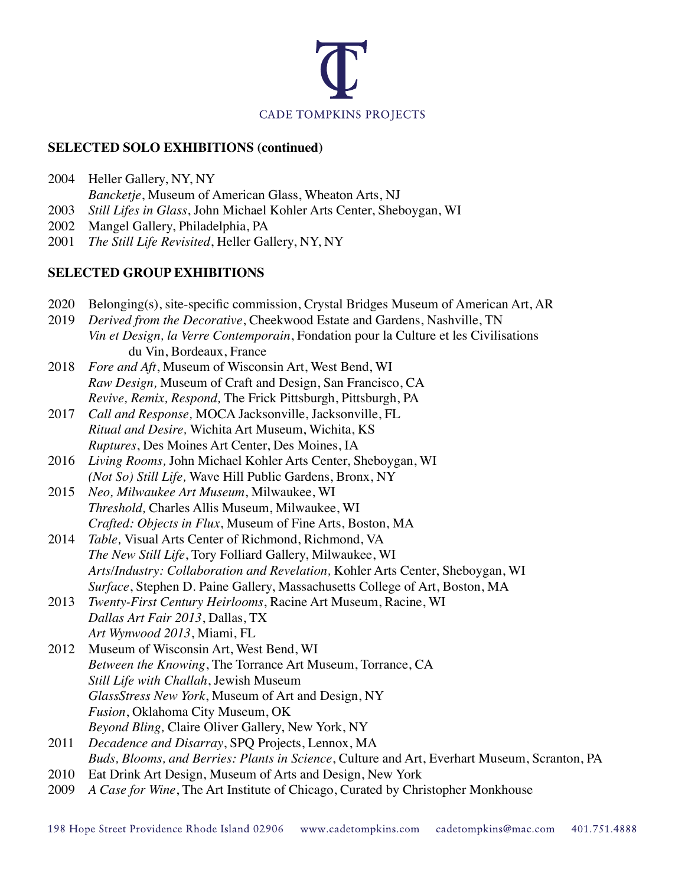## SELECTED SOLO EXHIBITIONS (continued)

2004 Heller Gallery, NY, NY
*Bancketje*, Museum of American Glass, Wheaton Arts, NJ
2003 *Still Lifes in Glass*, John Michael Kohler Arts Center, Sheboygan, WI
2002 Mangel Gallery, Philadelphia, PA
2001 *The Still Life Revisited*, Heller Gallery, NY, NY

## SELECTED GROUP EXHIBITIONS

2020 Belonging(s), site-specific commission, Crystal Bridges Museum of American Art, AR
2019 *Derived from the Decorative*, Cheekwood Estate and Gardens, Nashville, TN
*Vin et Design, la Verre Contemporain*, Fondation pour la Culture et les Civilisations du Vin, Bordeaux, France
2018 *Fore and Aft*, Museum of Wisconsin Art, West Bend, WI
*Raw Design,* Museum of Craft and Design, San Francisco, CA
*Revive, Remix, Respond,* The Frick Pittsburgh, Pittsburgh, PA
2017 *Call and Response,* MOCA Jacksonville, Jacksonville, FL
*Ritual and Desire,* Wichita Art Museum, Wichita, KS
*Ruptures*, Des Moines Art Center, Des Moines, IA
2016 *Living Rooms,* John Michael Kohler Arts Center, Sheboygan, WI
*(Not So) Still Life,* Wave Hill Public Gardens, Bronx, NY
2015 *Neo, Milwaukee Art Museum*, Milwaukee, WI
*Threshold,* Charles Allis Museum, Milwaukee, WI
*Crafted: Objects in Flux*, Museum of Fine Arts, Boston, MA
2014 *Table,* Visual Arts Center of Richmond, Richmond, VA
*The New Still Life*, Tory Folliard Gallery, Milwaukee, WI
*Arts/Industry: Collaboration and Revelation,* Kohler Arts Center, Sheboygan, WI
*Surface*, Stephen D. Paine Gallery, Massachusetts College of Art, Boston, MA
2013 *Twenty-First Century Heirlooms*, Racine Art Museum, Racine, WI
*Dallas Art Fair 2013*, Dallas, TX
*Art Wynwood 2013*, Miami, FL
2012 Museum of Wisconsin Art, West Bend, WI
*Between the Knowing*, The Torrance Art Museum, Torrance, CA
*Still Life with Challah*, Jewish Museum
*GlassStress New York*, Museum of Art and Design, NY
*Fusion*, Oklahoma City Museum, OK
*Beyond Bling,* Claire Oliver Gallery, New York, NY
2011 *Decadence and Disarray*, SPQ Projects, Lennox, MA
*Buds, Blooms, and Berries: Plants in Science*, Culture and Art, Everhart Museum, Scranton, PA
2010 Eat Drink Art Design, Museum of Arts and Design, New York
2009 *A Case for Wine*, The Art Institute of Chicago, Curated by Christopher Monkhouse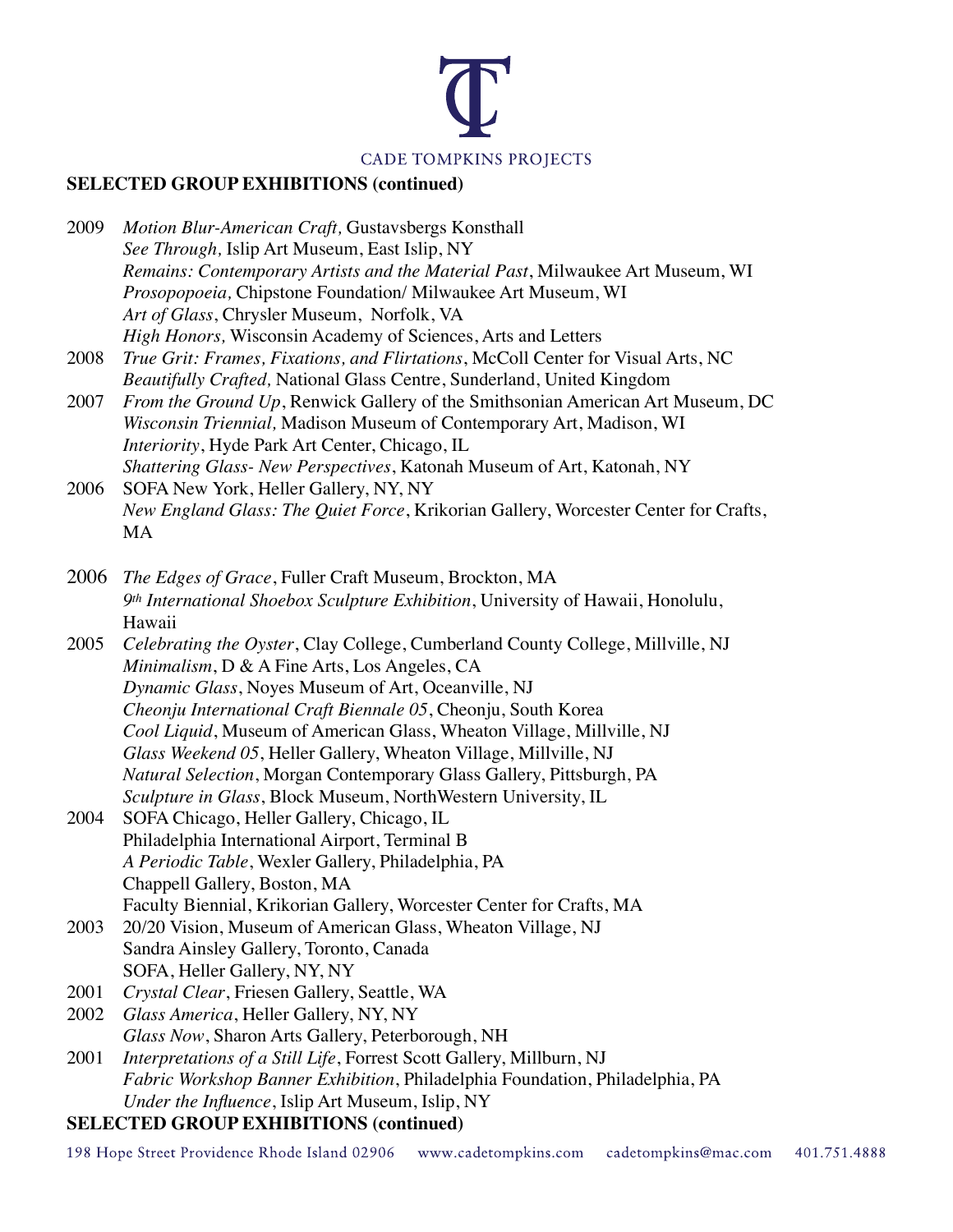## SELECTED GROUP EXHIBITIONS (continued)

2009 *Motion Blur-American Craft,* Gustavsbergs Konsthall
*See Through,* Islip Art Museum, East Islip, NY
*Remains: Contemporary Artists and the Material Past*, Milwaukee Art Museum, WI
*Prosopopoeia,* Chipstone Foundation/ Milwaukee Art Museum, WI
*Art of Glass*, Chrysler Museum, Norfolk, VA
*High Honors,* Wisconsin Academy of Sciences, Arts and Letters

2008 *True Grit: Frames, Fixations, and Flirtations*, McColl Center for Visual Arts, NC
*Beautifully Crafted,* National Glass Centre, Sunderland, United Kingdom

2007 *From the Ground Up*, Renwick Gallery of the Smithsonian American Art Museum, DC
*Wisconsin Triennial,* Madison Museum of Contemporary Art, Madison, WI
*Interiority*, Hyde Park Art Center, Chicago, IL
*Shattering Glass- New Perspectives*, Katonah Museum of Art, Katonah, NY

2006 SOFA New York, Heller Gallery, NY, NY
*New England Glass: The Quiet Force*, Krikorian Gallery, Worcester Center for Crafts, MA

2006 *The Edges of Grace*, Fuller Craft Museum, Brockton, MA
*9th International Shoebox Sculpture Exhibition*, University of Hawaii, Honolulu, Hawaii

2005 *Celebrating the Oyster*, Clay College, Cumberland County College, Millville, NJ
*Minimalism*, D & A Fine Arts, Los Angeles, CA
*Dynamic Glass*, Noyes Museum of Art, Oceanville, NJ
*Cheonju International Craft Biennale 05*, Cheonju, South Korea
*Cool Liquid*, Museum of American Glass, Wheaton Village, Millville, NJ
*Glass Weekend 05*, Heller Gallery, Wheaton Village, Millville, NJ
*Natural Selection*, Morgan Contemporary Glass Gallery, Pittsburgh, PA
*Sculpture in Glass*, Block Museum, NorthWestern University, IL

2004 SOFA Chicago, Heller Gallery, Chicago, IL
Philadelphia International Airport, Terminal B
*A Periodic Table*, Wexler Gallery, Philadelphia, PA
Chappell Gallery, Boston, MA
Faculty Biennial, Krikorian Gallery, Worcester Center for Crafts, MA

2003 20/20 Vision, Museum of American Glass, Wheaton Village, NJ
Sandra Ainsley Gallery, Toronto, Canada
SOFA, Heller Gallery, NY, NY

2001 *Crystal Clear*, Friesen Gallery, Seattle, WA

2002 *Glass America*, Heller Gallery, NY, NY
*Glass Now*, Sharon Arts Gallery, Peterborough, NH

2001 *Interpretations of a Still Life*, Forrest Scott Gallery, Millburn, NJ
*Fabric Workshop Banner Exhibition*, Philadelphia Foundation, Philadelphia, PA
*Under the Influence*, Islip Art Museum, Islip, NY

## SELECTED GROUP EXHIBITIONS (continued)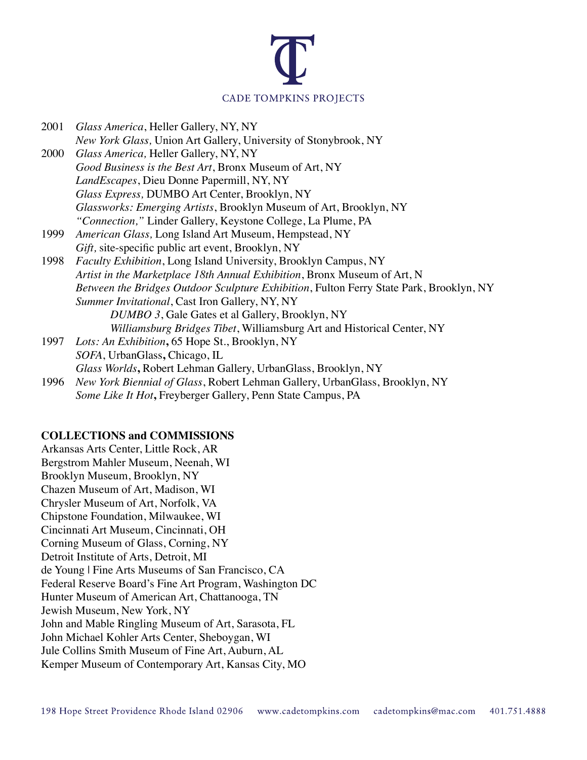2001 *Glass America*, Heller Gallery, NY, NY
*New York Glass,* Union Art Gallery, University of Stonybrook, NY

2000 *Glass America,* Heller Gallery, NY, NY
*Good Business is the Best Art*, Bronx Museum of Art, NY
*LandEscapes*, Dieu Donne Papermill, NY, NY
*Glass Express,* DUMBO Art Center, Brooklyn, NY
*Glassworks: Emerging Artists*, Brooklyn Museum of Art, Brooklyn, NY
*"Connection,"* Linder Gallery, Keystone College, La Plume, PA

1999 *American Glass,* Long Island Art Museum, Hempstead, NY
*Gift,* site-specific public art event, Brooklyn, NY

1998 *Faculty Exhibition*, Long Island University, Brooklyn Campus, NY
*Artist in the Marketplace 18th Annual Exhibition*, Bronx Museum of Art, N
*Between the Bridges Outdoor Sculpture Exhibition*, Fulton Ferry State Park, Brooklyn, NY
*Summer Invitational*, Cast Iron Gallery, NY, NY
*DUMBO 3*, Gale Gates et al Gallery, Brooklyn, NY
*Williamsburg Bridges Tibet*, Williamsburg Art and Historical Center, NY

1997 *Lots: An Exhibition***,** 65 Hope St., Brooklyn, NY
*SOFA*, UrbanGlass**,** Chicago, IL
*Glass Worlds***,** Robert Lehman Gallery, UrbanGlass, Brooklyn, NY

1996 *New York Biennial of Glass*, Robert Lehman Gallery, UrbanGlass, Brooklyn, NY
*Some Like It Hot***,** Freyberger Gallery, Penn State Campus, PA

**COLLECTIONS and COMMISSIONS**

Arkansas Arts Center, Little Rock, AR
Bergstrom Mahler Museum, Neenah, WI
Brooklyn Museum, Brooklyn, NY
Chazen Museum of Art, Madison, WI
Chrysler Museum of Art, Norfolk, VA
Chipstone Foundation, Milwaukee, WI
Cincinnati Art Museum, Cincinnati, OH
Corning Museum of Glass, Corning, NY
Detroit Institute of Arts, Detroit, MI
de Young | Fine Arts Museums of San Francisco, CA
Federal Reserve Board's Fine Art Program, Washington DC
Hunter Museum of American Art, Chattanooga, TN
Jewish Museum, New York, NY
John and Mable Ringling Museum of Art, Sarasota, FL
John Michael Kohler Arts Center, Sheboygan, WI
Jule Collins Smith Museum of Fine Art, Auburn, AL
Kemper Museum of Contemporary Art, Kansas City, MO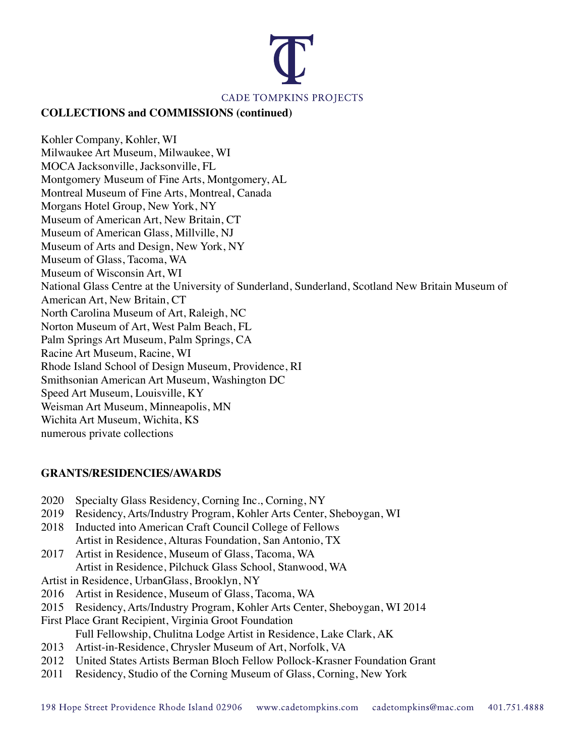## COLLECTIONS and COMMISSIONS (continued)

Kohler Company, Kohler, WI
Milwaukee Art Museum, Milwaukee, WI
MOCA Jacksonville, Jacksonville, FL
Montgomery Museum of Fine Arts, Montgomery, AL
Montreal Museum of Fine Arts, Montreal, Canada
Morgans Hotel Group, New York, NY
Museum of American Art, New Britain, CT
Museum of American Glass, Millville, NJ
Museum of Arts and Design, New York, NY
Museum of Glass, Tacoma, WA
Museum of Wisconsin Art, WI
National Glass Centre at the University of Sunderland, Sunderland, Scotland New Britain Museum of American Art, New Britain, CT
North Carolina Museum of Art, Raleigh, NC
Norton Museum of Art, West Palm Beach, FL
Palm Springs Art Museum, Palm Springs, CA
Racine Art Museum, Racine, WI
Rhode Island School of Design Museum, Providence, RI
Smithsonian American Art Museum, Washington DC
Speed Art Museum, Louisville, KY
Weisman Art Museum, Minneapolis, MN
Wichita Art Museum, Wichita, KS
numerous private collections

## GRANTS/RESIDENCIES/AWARDS

2020 Specialty Glass Residency, Corning Inc., Corning, NY
2019 Residency, Arts/Industry Program, Kohler Arts Center, Sheboygan, WI
2018 Inducted into American Craft Council College of Fellows
Artist in Residence, Alturas Foundation, San Antonio, TX
2017 Artist in Residence, Museum of Glass, Tacoma, WA
Artist in Residence, Pilchuck Glass School, Stanwood, WA
Artist in Residence, UrbanGlass, Brooklyn, NY
2016 Artist in Residence, Museum of Glass, Tacoma, WA
2015 Residency, Arts/Industry Program, Kohler Arts Center, Sheboygan, WI 2014
First Place Grant Recipient, Virginia Groot Foundation
Full Fellowship, Chulitna Lodge Artist in Residence, Lake Clark, AK
2013 Artist-in-Residence, Chrysler Museum of Art, Norfolk, VA
2012 United States Artists Berman Bloch Fellow Pollock-Krasner Foundation Grant
2011 Residency, Studio of the Corning Museum of Glass, Corning, New York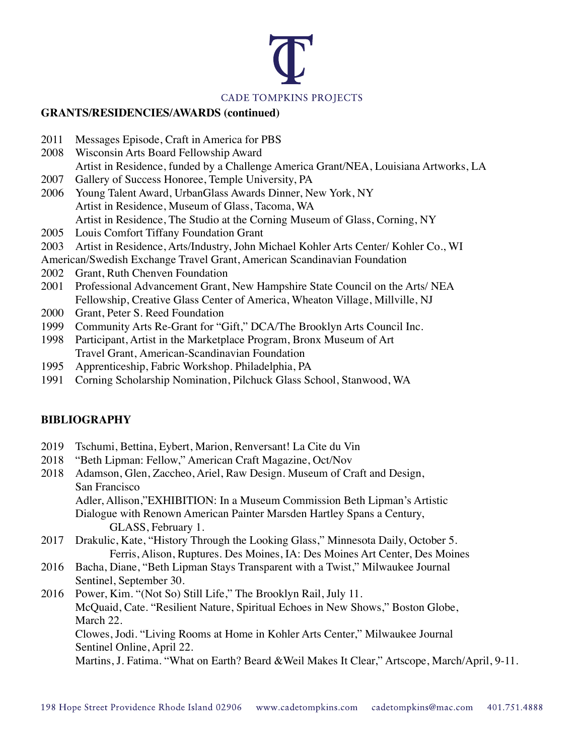**GRANTS/RESIDENCIES/AWARDS (continued)**

2011 Messages Episode, Craft in America for PBS
2008 Wisconsin Arts Board Fellowship Award
Artist in Residence, funded by a Challenge America Grant/NEA, Louisiana Artworks, LA
2007 Gallery of Success Honoree, Temple University, PA
2006 Young Talent Award, UrbanGlass Awards Dinner, New York, NY
Artist in Residence, Museum of Glass, Tacoma, WA
Artist in Residence, The Studio at the Corning Museum of Glass, Corning, NY
2005 Louis Comfort Tiffany Foundation Grant
2003 Artist in Residence, Arts/Industry, John Michael Kohler Arts Center/ Kohler Co., WI
American/Swedish Exchange Travel Grant, American Scandinavian Foundation
2002 Grant, Ruth Chenven Foundation
2001 Professional Advancement Grant, New Hampshire State Council on the Arts/ NEA
Fellowship, Creative Glass Center of America, Wheaton Village, Millville, NJ
2000 Grant, Peter S. Reed Foundation
1999 Community Arts Re-Grant for "Gift," DCA/The Brooklyn Arts Council Inc.
1998 Participant, Artist in the Marketplace Program, Bronx Museum of Art
Travel Grant, American-Scandinavian Foundation
1995 Apprenticeship, Fabric Workshop. Philadelphia, PA
1991 Corning Scholarship Nomination, Pilchuck Glass School, Stanwood, WA

**BIBLIOGRAPHY**

2019 Tschumi, Bettina, Eybert, Marion, Renversant! La Cite du Vin
2018 "Beth Lipman: Fellow," American Craft Magazine, Oct/Nov
2018 Adamson, Glen, Zaccheo, Ariel, Raw Design. Museum of Craft and Design, San Francisco
Adler, Allison,"EXHIBITION: In a Museum Commission Beth Lipman's Artistic Dialogue with Renown American Painter Marsden Hartley Spans a Century, GLASS, February 1.
2017 Drakulic, Kate, "History Through the Looking Glass," Minnesota Daily, October 5.
Ferris, Alison, Ruptures. Des Moines, IA: Des Moines Art Center, Des Moines
2016 Bacha, Diane, "Beth Lipman Stays Transparent with a Twist," Milwaukee Journal Sentinel, September 30.
2016 Power, Kim. "(Not So) Still Life," The Brooklyn Rail, July 11.
McQuaid, Cate. "Resilient Nature, Spiritual Echoes in New Shows," Boston Globe, March 22.
Clowes, Jodi. "Living Rooms at Home in Kohler Arts Center," Milwaukee Journal Sentinel Online, April 22.
Martins, J. Fatima. "What on Earth? Beard &Weil Makes It Clear," Artscope, March/April, 9-11.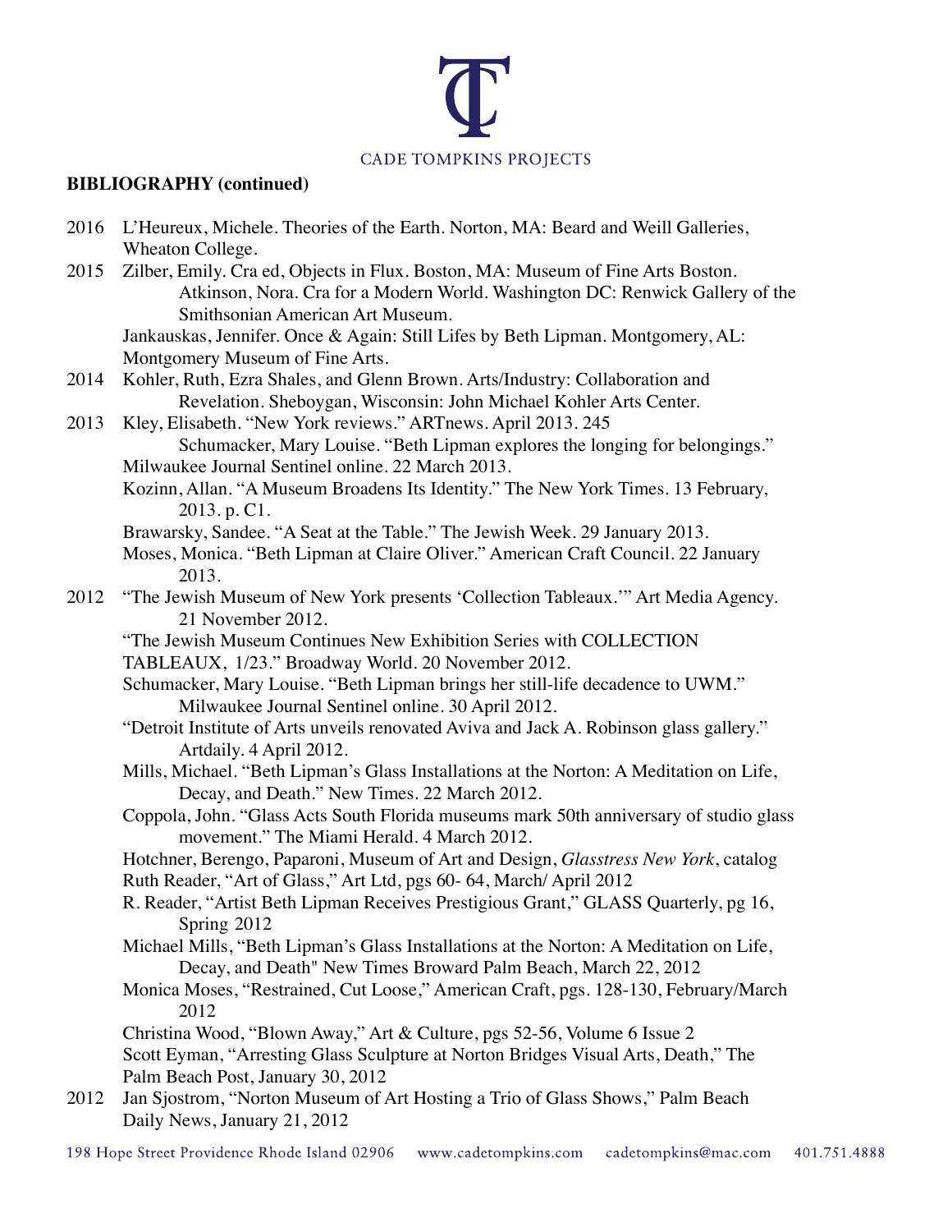**BIBLIOGRAPHY (continued)**

2016 L'Heureux, Michele. Theories of the Earth. Norton, MA: Beard and Weill Galleries, Wheaton College.

2015 Zilber, Emily. Cra ed, Objects in Flux. Boston, MA: Museum of Fine Arts Boston.
Atkinson, Nora. Cra for a Modern World. Washington DC: Renwick Gallery of the Smithsonian American Art Museum.
Jankauskas, Jennifer. Once & Again: Still Lifes by Beth Lipman. Montgomery, AL: Montgomery Museum of Fine Arts.

2014 Kohler, Ruth, Ezra Shales, and Glenn Brown. Arts/Industry: Collaboration and Revelation. Sheboygan, Wisconsin: John Michael Kohler Arts Center.

2013 Kley, Elisabeth. "New York reviews." ARTnews. April 2013. 245
Schumacker, Mary Louise. "Beth Lipman explores the longing for belongings." Milwaukee Journal Sentinel online. 22 March 2013.
Kozinn, Allan. "A Museum Broadens Its Identity." The New York Times. 13 February, 2013. p. C1.
Brawarsky, Sandee. "A Seat at the Table." The Jewish Week. 29 January 2013.
Moses, Monica. "Beth Lipman at Claire Oliver." American Craft Council. 22 January 2013.

2012 "The Jewish Museum of New York presents 'Collection Tableaux.'" Art Media Agency. 21 November 2012.
"The Jewish Museum Continues New Exhibition Series with COLLECTION TABLEAUX, 1/23." Broadway World. 20 November 2012.
Schumacker, Mary Louise. "Beth Lipman brings her still-life decadence to UWM." Milwaukee Journal Sentinel online. 30 April 2012.
"Detroit Institute of Arts unveils renovated Aviva and Jack A. Robinson glass gallery." Artdaily. 4 April 2012.
Mills, Michael. "Beth Lipman's Glass Installations at the Norton: A Meditation on Life, Decay, and Death." New Times. 22 March 2012.
Coppola, John. "Glass Acts South Florida museums mark 50th anniversary of studio glass movement." The Miami Herald. 4 March 2012.
Hotchner, Berengo, Paparoni, Museum of Art and Design, *Glasstress New York*, catalog
Ruth Reader, "Art of Glass," Art Ltd, pgs 60- 64, March/ April 2012
R. Reader, "Artist Beth Lipman Receives Prestigious Grant," GLASS Quarterly, pg 16, Spring 2012
Michael Mills, "Beth Lipman's Glass Installations at the Norton: A Meditation on Life, Decay, and Death" New Times Broward Palm Beach, March 22, 2012
Monica Moses, "Restrained, Cut Loose," American Craft, pgs. 128-130, February/March 2012
Christina Wood, "Blown Away," Art & Culture, pgs 52-56, Volume 6 Issue 2
Scott Eyman, "Arresting Glass Sculpture at Norton Bridges Visual Arts, Death," The Palm Beach Post, January 30, 2012

2012 Jan Sjostrom, "Norton Museum of Art Hosting a Trio of Glass Shows," Palm Beach Daily News, January 21, 2012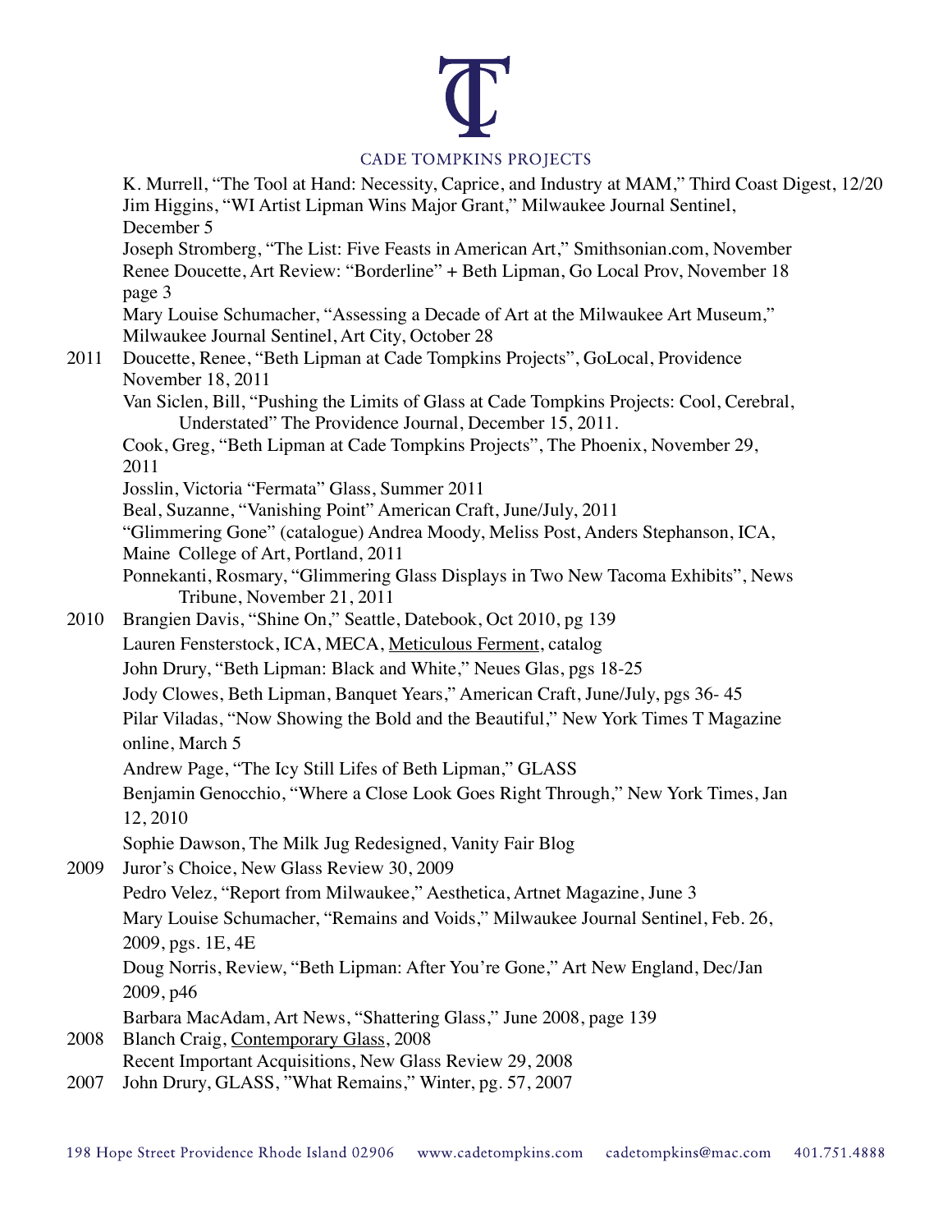K. Murrell, "The Tool at Hand: Necessity, Caprice, and Industry at MAM," Third Coast Digest, 12/20

Jim Higgins, "WI Artist Lipman Wins Major Grant," Milwaukee Journal Sentinel, December 5

Joseph Stromberg, "The List: Five Feasts in American Art," Smithsonian.com, November

Renee Doucette, Art Review: "Borderline" + Beth Lipman, Go Local Prov, November 18 page 3

Mary Louise Schumacher, "Assessing a Decade of Art at the Milwaukee Art Museum," Milwaukee Journal Sentinel, Art City, October 28

**2011**

Doucette, Renee, "Beth Lipman at Cade Tompkins Projects", GoLocal, Providence November 18, 2011

Van Siclen, Bill, "Pushing the Limits of Glass at Cade Tompkins Projects: Cool, Cerebral, Understated" The Providence Journal, December 15, 2011.

Cook, Greg, "Beth Lipman at Cade Tompkins Projects", The Phoenix, November 29, 2011

Josslin, Victoria "Fermata" Glass, Summer 2011

Beal, Suzanne, "Vanishing Point" American Craft, June/July, 2011

"Glimmering Gone" (catalogue) Andrea Moody, Meliss Post, Anders Stephanson, ICA, Maine College of Art, Portland, 2011

Ponnekanti, Rosmary, "Glimmering Glass Displays in Two New Tacoma Exhibits", News Tribune, November 21, 2011

**2010**

Brangien Davis, "Shine On," Seattle, Datebook, Oct 2010, pg 139

Lauren Fensterstock, ICA, MECA, Meticulous Ferment, catalog

John Drury, "Beth Lipman: Black and White," Neues Glas, pgs 18-25

Jody Clowes, Beth Lipman, Banquet Years," American Craft, June/July, pgs 36- 45

Pilar Viladas, "Now Showing the Bold and the Beautiful," New York Times T Magazine online, March 5

Andrew Page, "The Icy Still Lifes of Beth Lipman," GLASS

Benjamin Genocchio, "Where a Close Look Goes Right Through," New York Times, Jan 12, 2010

Sophie Dawson, The Milk Jug Redesigned, Vanity Fair Blog

**2009**

Juror's Choice, New Glass Review 30, 2009

Pedro Velez, "Report from Milwaukee," Aesthetica, Artnet Magazine, June 3

Mary Louise Schumacher, "Remains and Voids," Milwaukee Journal Sentinel, Feb. 26, 2009, pgs. 1E, 4E

Doug Norris, Review, "Beth Lipman: After You're Gone," Art New England, Dec/Jan 2009, p46

Barbara MacAdam, Art News, "Shattering Glass," June 2008, page 139

**2008**

Blanch Craig, Contemporary Glass, 2008

Recent Important Acquisitions, New Glass Review 29, 2008

**2007**

John Drury, GLASS, "What Remains," Winter, pg. 57, 2007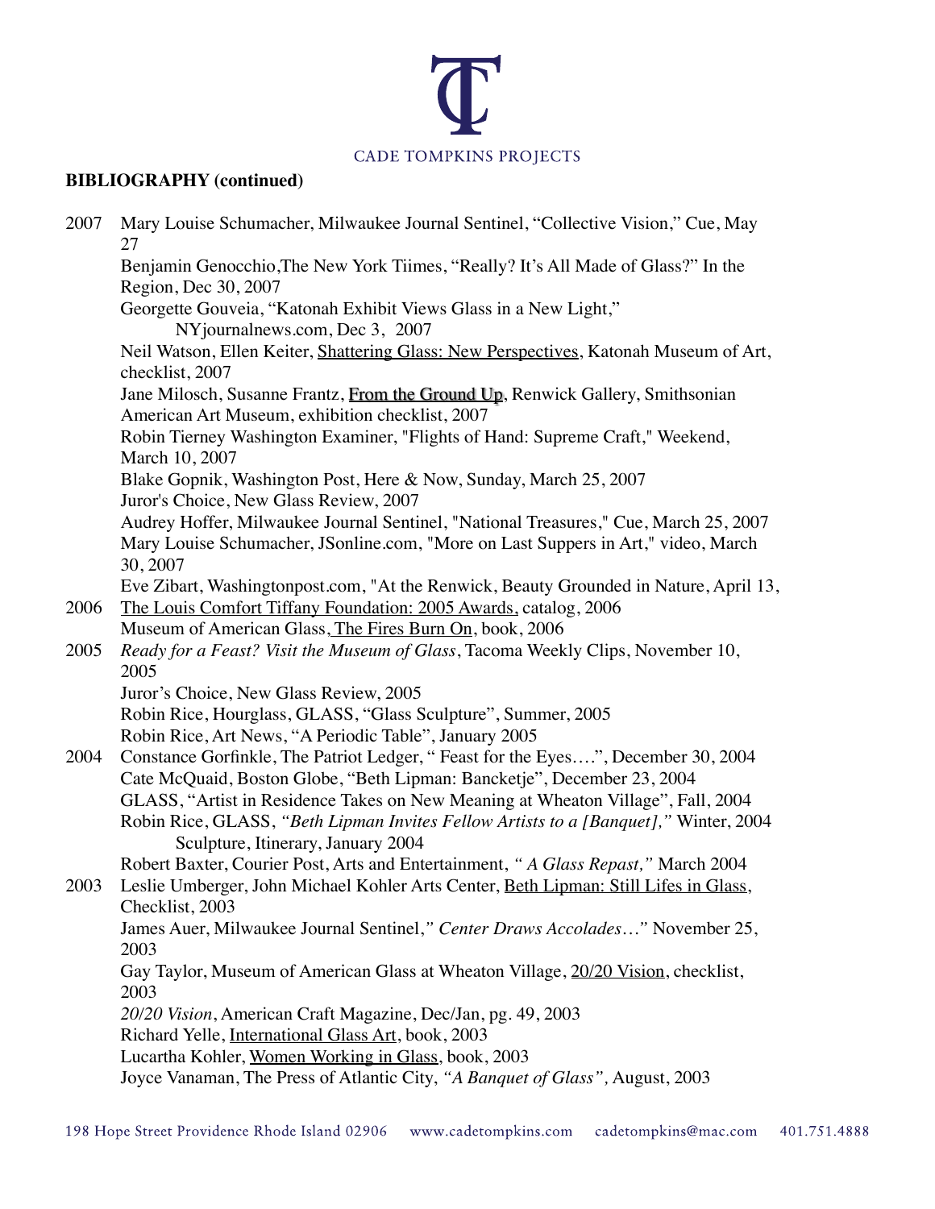**BIBLIOGRAPHY (continued)**

2007 Mary Louise Schumacher, Milwaukee Journal Sentinel, "Collective Vision," Cue, May 27

Benjamin Genocchio,The New York Tiimes, "Really? It's All Made of Glass?" In the Region, Dec 30, 2007

Georgette Gouveia, "Katonah Exhibit Views Glass in a New Light," NYjournalnews.com, Dec 3, 2007

Neil Watson, Ellen Keiter, Shattering Glass: New Perspectives, Katonah Museum of Art, checklist, 2007

Jane Milosch, Susanne Frantz, From the Ground Up, Renwick Gallery, Smithsonian American Art Museum, exhibition checklist, 2007

Robin Tierney Washington Examiner, "Flights of Hand: Supreme Craft," Weekend, March 10, 2007

Blake Gopnik, Washington Post, Here & Now, Sunday, March 25, 2007

Juror's Choice, New Glass Review, 2007

Audrey Hoffer, Milwaukee Journal Sentinel, "National Treasures," Cue, March 25, 2007

Mary Louise Schumacher, JSonline.com, "More on Last Suppers in Art," video, March 30, 2007

Eve Zibart, Washingtonpost.com, "At the Renwick, Beauty Grounded in Nature, April 13,

2006 The Louis Comfort Tiffany Foundation: 2005 Awards, catalog, 2006

Museum of American Glass, The Fires Burn On, book, 2006

2005 *Ready for a Feast? Visit the Museum of Glass*, Tacoma Weekly Clips, November 10, 2005

Juror's Choice, New Glass Review, 2005

Robin Rice, Hourglass, GLASS, "Glass Sculpture", Summer, 2005

Robin Rice, Art News, "A Periodic Table", January 2005

2004 Constance Gorfinkle, The Patriot Ledger, " Feast for the Eyes….", December 30, 2004

Cate McQuaid, Boston Globe, "Beth Lipman: Bancketje", December 23, 2004

GLASS, "Artist in Residence Takes on New Meaning at Wheaton Village", Fall, 2004

Robin Rice, GLASS, *"Beth Lipman Invites Fellow Artists to a [Banquet],"* Winter, 2004 Sculpture, Itinerary, January 2004

Robert Baxter, Courier Post, Arts and Entertainment, *" A Glass Repast,"* March 2004

2003 Leslie Umberger, John Michael Kohler Arts Center, Beth Lipman: Still Lifes in Glass, Checklist, 2003

James Auer, Milwaukee Journal Sentinel,*" Center Draws Accolades…"* November 25, 2003

Gay Taylor, Museum of American Glass at Wheaton Village, 20/20 Vision, checklist, 2003

*20/20 Vision*, American Craft Magazine, Dec/Jan, pg. 49, 2003

Richard Yelle, International Glass Art, book, 2003

Lucartha Kohler, Women Working in Glass, book, 2003

Joyce Vanaman, The Press of Atlantic City, *"A Banquet of Glass",* August, 2003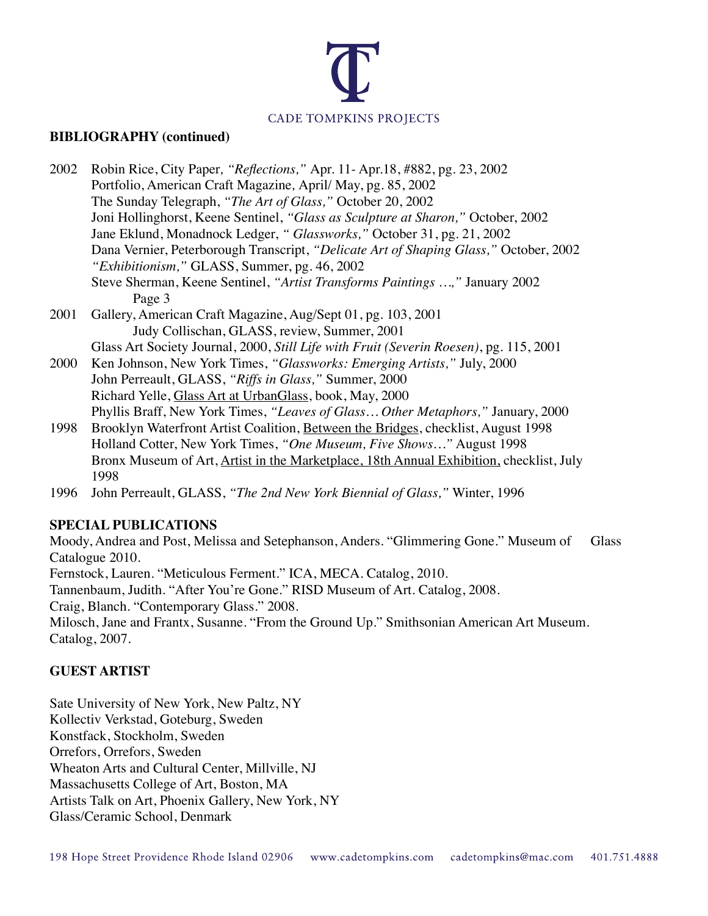**BIBLIOGRAPHY (continued)**

2002 Robin Rice, City Paper, *"Reflections,"* Apr. 11- Apr.18, #882, pg. 23, 2002
Portfolio, American Craft Magazine, April/ May, pg. 85, 2002
The Sunday Telegraph, *"The Art of Glass,"* October 20, 2002
Joni Hollinghorst, Keene Sentinel, *"Glass as Sculpture at Sharon,"* October, 2002
Jane Eklund, Monadnock Ledger, *" Glassworks,"* October 31, pg. 21, 2002
Dana Vernier, Peterborough Transcript, *"Delicate Art of Shaping Glass,"* October, 2002
*"Exhibitionism,"* GLASS, Summer, pg. 46, 2002
Steve Sherman, Keene Sentinel, *"Artist Transforms Paintings …,"* January 2002
Page 3

2001 Gallery, American Craft Magazine, Aug/Sept 01, pg. 103, 2001
Judy Collischan, GLASS, review, Summer, 2001
Glass Art Society Journal, 2000, *Still Life with Fruit (Severin Roesen)*, pg. 115, 2001

2000 Ken Johnson, New York Times, *"Glassworks: Emerging Artists,"* July, 2000
John Perreault, GLASS, *"Riffs in Glass,"* Summer, 2000
Richard Yelle, Glass Art at UrbanGlass, book, May, 2000
Phyllis Braff, New York Times, *"Leaves of Glass… Other Metaphors,"* January, 2000

1998 Brooklyn Waterfront Artist Coalition, Between the Bridges, checklist, August 1998
Holland Cotter, New York Times, *"One Museum, Five Shows…"* August 1998
Bronx Museum of Art, Artist in the Marketplace, 18th Annual Exhibition, checklist, July 1998

1996 John Perreault, GLASS, *"The 2nd New York Biennial of Glass,"* Winter, 1996

**SPECIAL PUBLICATIONS**

Moody, Andrea and Post, Melissa and Setephanson, Anders. "Glimmering Gone." Museum of Glass Catalogue 2010.
Fernstock, Lauren. "Meticulous Ferment." ICA, MECA. Catalog, 2010.
Tannenbaum, Judith. "After You're Gone." RISD Museum of Art. Catalog, 2008.
Craig, Blanch. "Contemporary Glass." 2008.
Milosch, Jane and Frantx, Susanne. "From the Ground Up." Smithsonian American Art Museum. Catalog, 2007.

**GUEST ARTIST**

Sate University of New York, New Paltz, NY
Kollectiv Verkstad, Goteburg, Sweden
Konstfack, Stockholm, Sweden
Orrefors, Orrefors, Sweden
Wheaton Arts and Cultural Center, Millville, NJ
Massachusetts College of Art, Boston, MA
Artists Talk on Art, Phoenix Gallery, New York, NY
Glass/Ceramic School, Denmark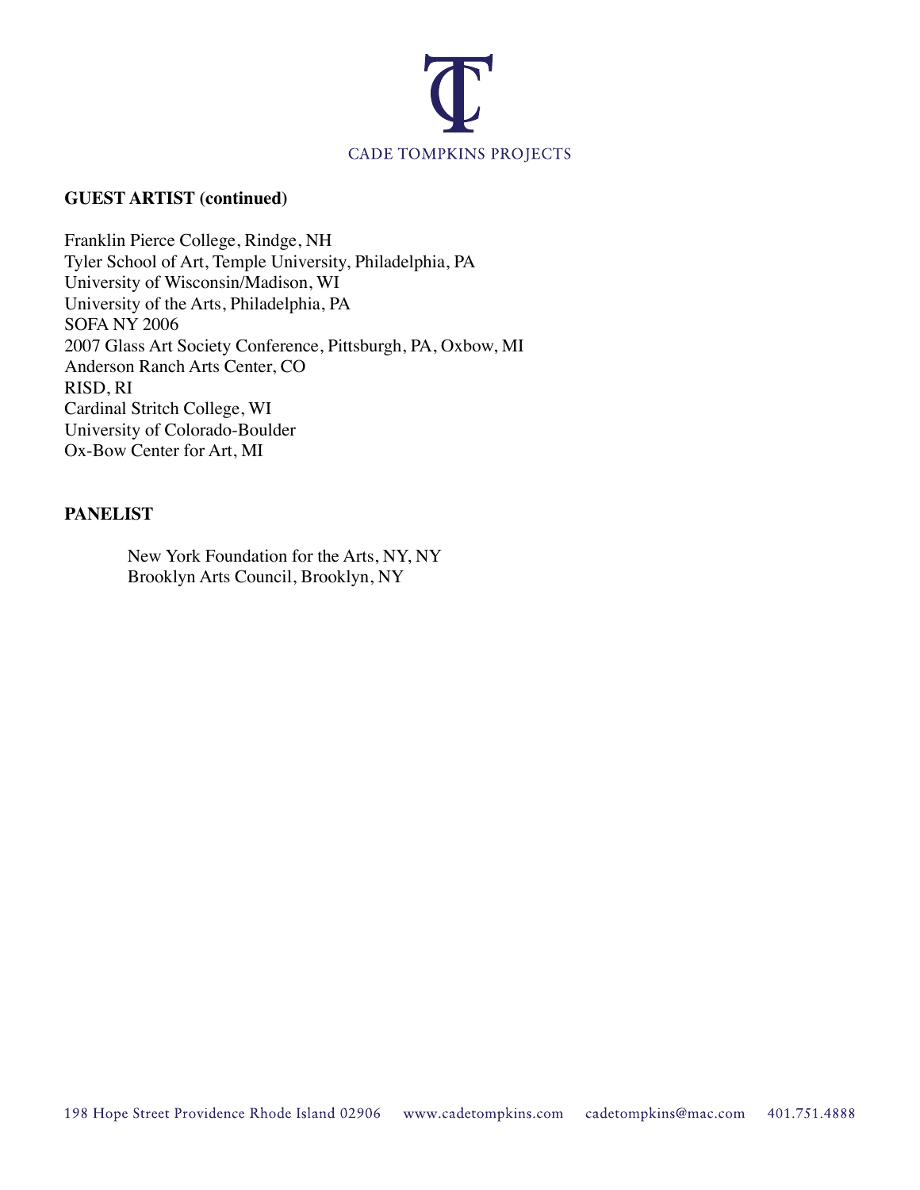**GUEST ARTIST (continued)**

Franklin Pierce College, Rindge, NH
Tyler School of Art, Temple University, Philadelphia, PA
University of Wisconsin/Madison, WI
University of the Arts, Philadelphia, PA
SOFA NY 2006
2007 Glass Art Society Conference, Pittsburgh, PA, Oxbow, MI
Anderson Ranch Arts Center, CO
RISD, RI
Cardinal Stritch College, WI
University of Colorado-Boulder
Ox-Bow Center for Art, MI

**PANELIST**

New York Foundation for the Arts, NY, NY
Brooklyn Arts Council, Brooklyn, NY